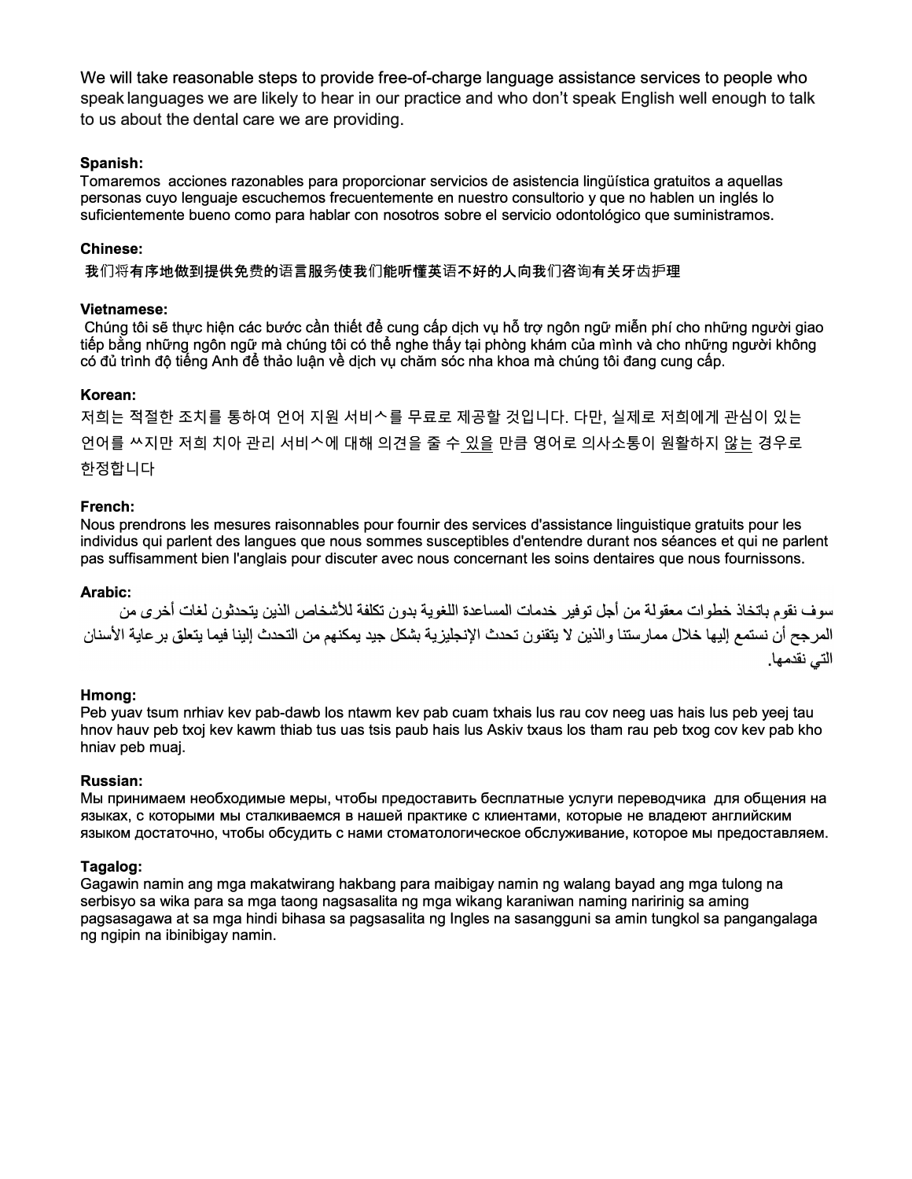We will take reasonable steps to provide free-of-charge language assistance services to people who speak languages we are likely to hear in our practice and who don't speak English well enough to talk to us about the dental care we are providing.

**Spanish:**
Tomaremos acciones razonables para proporcionar servicios de asistencia lingüística gratuitos a aquellas personas cuyo lenguaje escuchemos frecuentemente en nuestro consultorio y que no hablen un inglés lo suficientemente bueno como para hablar con nosotros sobre el servicio odontológico que suministramos.

**Chinese:**
我们将有序地做到提供免费的语言服务使我们能听懂英语不好的人向我们咨询有关牙齿护理

**Vietnamese:**
Chúng tôi sẽ thực hiện các bước cần thiết để cung cấp dịch vụ hỗ trợ ngôn ngữ miễn phí cho những người giao tiếp bằng những ngôn ngữ mà chúng tôi có thể nghe thấy tại phòng khám của mình và cho những người không có đủ trình độ tiếng Anh để thảo luận về dịch vụ chăm sóc nha khoa mà chúng tôi đang cung cấp.

**Korean:**
저희는 적절한 조치를 통하여 언어 지원 서비스를 무료로 제공할 것입니다. 다만, 실제로 저희에게 관심이 있는 언어를 쓰지만 저희 치아 관리 서비스에 대해 의견을 줄 수 있을 만큼 영어로 의사소통이 원활하지 않는 경우로 한정합니다

**French:**
Nous prendrons les mesures raisonnables pour fournir des services d'assistance linguistique gratuits pour les individus qui parlent des langues que nous sommes susceptibles d'entendre durant nos séances et qui ne parlent pas suffisamment bien l'anglais pour discuter avec nous concernant les soins dentaires que nous fournissons.

**Arabic:**
سوف نقوم باتخاذ خطوات معقولة من أجل توفير خدمات المساعدة اللغوية بدون تكلفة للأشخاص الذين يتحدثون لغات أخرى من المرجح أن نستمع إليها خلال ممارستنا والذين لا يتقنون تحدث الإنجليزية بشكل جيد يمكنهم من التحدث إلينا فيما يتعلق برعاية الأسنان التي نقدمها.

**Hmong:**
Peb yuav tsum nrhiav kev pab-dawb los ntawm kev pab cuam txhais lus rau cov neeg uas hais lus peb yeej tau hnov hauv peb txoj kev kawm thiab tus uas tsis paub hais lus Askiv txaus los tham rau peb txog cov kev pab kho hniav peb muaj.

**Russian:**
Мы принимаем необходимые меры, чтобы предоставить бесплатные услуги переводчика для общения на языках, с которыми мы сталкиваемся в нашей практике с клиентами, которые не владеют английским языком достаточно, чтобы обсудить с нами стоматологическое обслуживание, которое мы предоставляем.

**Tagalog:**
Gagawin namin ang mga makatwirang hakbang para maibigay namin ng walang bayad ang mga tulong na serbisyo sa wika para sa mga taong nagsasalita ng mga wikang karaniwan naming naririnig sa aming pagsasagawa at sa mga hindi bihasa sa pagsasalita ng Ingles na sasangguni sa amin tungkol sa pangangalaga ng ngipin na ibinibigay namin.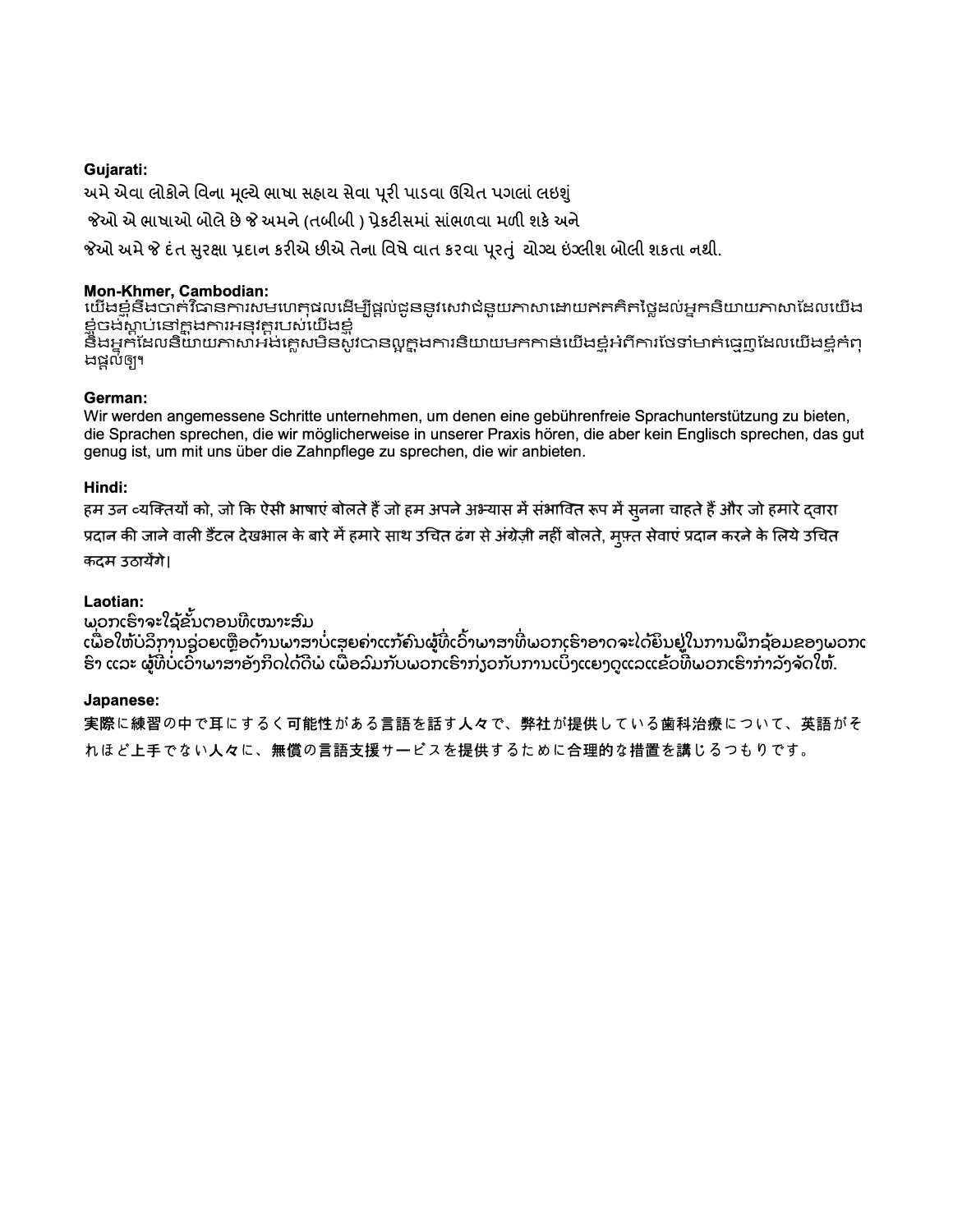**Gujarati:**

અમે એવા લોકોને વિના મૂલ્યે ભાષા સહાય સેવા પૂરી પાડવા ઉચિત પગલાં લઇશું

જેઓ એ ભાષાઓ બોલે છે જે અમને (તબીબી ) પ્રેક્ટીસમાં સાંભળવા મળી શકે અને

જેઓ અમે જે દંત સુરક્ષા પ્રદાન કરીએ છીએ તેના વિષે વાત કરવા પૂરતું યોગ્ય ઇંગ્લીશ બોલી શકતા નથી.

**Mon-Khmer, Cambodian:**

យើងខ្ញុំនឹងចាត់វិធានការសមហេតុផលដើម្បីផ្តល់ជូននូវសេវាជំនួយភាសាដោយឥតគិតថ្លៃដល់អ្នកនិយាយភាសាដែលយើងខ្ញុំចង់ស្តាប់នៅក្នុងការអនុវត្តរបស់យើងខ្ញុំ
និងអ្នកដែលនិយាយភាសាអង់គ្លេសមិនសូវបានល្អក្នុងការនិយាយមកកាន់យើងខ្ញុំអំពីការថែទាំមាត់ធ្មេញដែលយើងខ្ញុំកំពុងផ្តល់ឲ្យ។

**German:**

Wir werden angemessene Schritte unternehmen, um denen eine gebührenfreie Sprachunterstützung zu bieten, die Sprachen sprechen, die wir möglicherweise in unserer Praxis hören, die aber kein Englisch sprechen, das gut genug ist, um mit uns über die Zahnpflege zu sprechen, die wir anbieten.

**Hindi:**

हम उन व्यक्तियों को, जो कि ऐसी भाषाएं बोलते हैं जो हम अपने अभ्यास में संभावित रूप में सुनना चाहते हैं और जो हमारे द्वारा प्रदान की जाने वाली डैंटल देखभाल के बारे में हमारे साथ उचित ढंग से अंग्रेज़ी नहीं बोलते, मुफ़्त सेवाएं प्रदान करने के लिये उचित कदम उठायेंगे।

**Laotian:**

ພວກເຮົາຈະໃຊ້ຂັ້ນຕອນທີ່ເໝາະສົມ
ເພື່ອໃຫ້ບໍລິການຊ່ວຍເຫຼືອດ້ານພາສາບໍ່ເສຍຄ່າແກ່ຄົນຜູ້ທີ່ເວົ້າພາສາທີ່ພວກເຮົາອາດຈະໄດ້ຍິນຢູ່ໃນການຝຶກຊ້ອມຂອງພວກເຮົາ ແລະ ຜູ້ທີ່ບໍ່ເວົ້າພາສາອັງກິດໄດ້ດີພໍ ເພື່ອລົມກັບພວກເຮົາກ່ຽວກັບການເບິ່ງແຍງດູແລແຂ້ວທີ່ພວກເຮົາກໍາລັງຈັດໃຫ້.

**Japanese:**

実際に練習の中で耳にする可能性がある言語を話す人々で、弊社が提供している歯科治療について、英語がそれほど上手でない人々に、無償の言語支援サービスを提供するために合理的な措置を講じるつもりです。